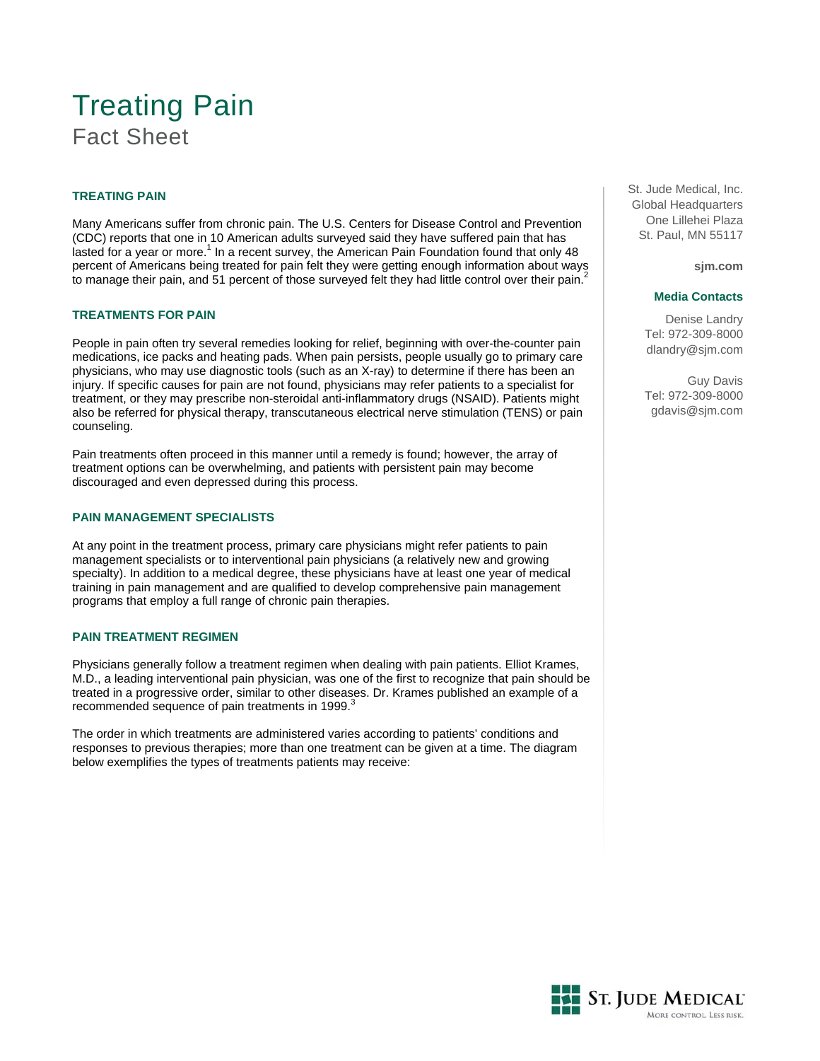# Treating Pain

## Fact Sheet

St. Jude Medical, Inc.
Global Headquarters
One Lillehei Plaza
St. Paul, MN 55117

**sjm.com**

**Media Contacts**

Denise Landry
Tel: 972-309-8000
dlandry@sjm.com

Guy Davis
Tel: 972-309-8000
gdavis@sjm.com

### TREATING PAIN

Many Americans suffer from chronic pain. The U.S. Centers for Disease Control and Prevention (CDC) reports that one in 10 American adults surveyed said they have suffered pain that has lasted for a year or more.[1] In a recent survey, the American Pain Foundation found that only 48 percent of Americans being treated for pain felt they were getting enough information about ways to manage their pain, and 51 percent of those surveyed felt they had little control over their pain.[2]

### TREATMENTS FOR PAIN

People in pain often try several remedies looking for relief, beginning with over-the-counter pain medications, ice packs and heating pads. When pain persists, people usually go to primary care physicians, who may use diagnostic tools (such as an X-ray) to determine if there has been an injury. If specific causes for pain are not found, physicians may refer patients to a specialist for treatment, or they may prescribe non-steroidal anti-inflammatory drugs (NSAID). Patients might also be referred for physical therapy, transcutaneous electrical nerve stimulation (TENS) or pain counseling.

Pain treatments often proceed in this manner until a remedy is found; however, the array of treatment options can be overwhelming, and patients with persistent pain may become discouraged and even depressed during this process.

### PAIN MANAGEMENT SPECIALISTS

At any point in the treatment process, primary care physicians might refer patients to pain management specialists or to interventional pain physicians (a relatively new and growing specialty). In addition to a medical degree, these physicians have at least one year of medical training in pain management and are qualified to develop comprehensive pain management programs that employ a full range of chronic pain therapies.

### PAIN TREATMENT REGIMEN

Physicians generally follow a treatment regimen when dealing with pain patients. Elliot Krames, M.D., a leading interventional pain physician, was one of the first to recognize that pain should be treated in a progressive order, similar to other diseases. Dr. Krames published an example of a recommended sequence of pain treatments in 1999.[3]

The order in which treatments are administered varies according to patients' conditions and responses to previous therapies; more than one treatment can be given at a time. The diagram below exemplifies the types of treatments patients may receive: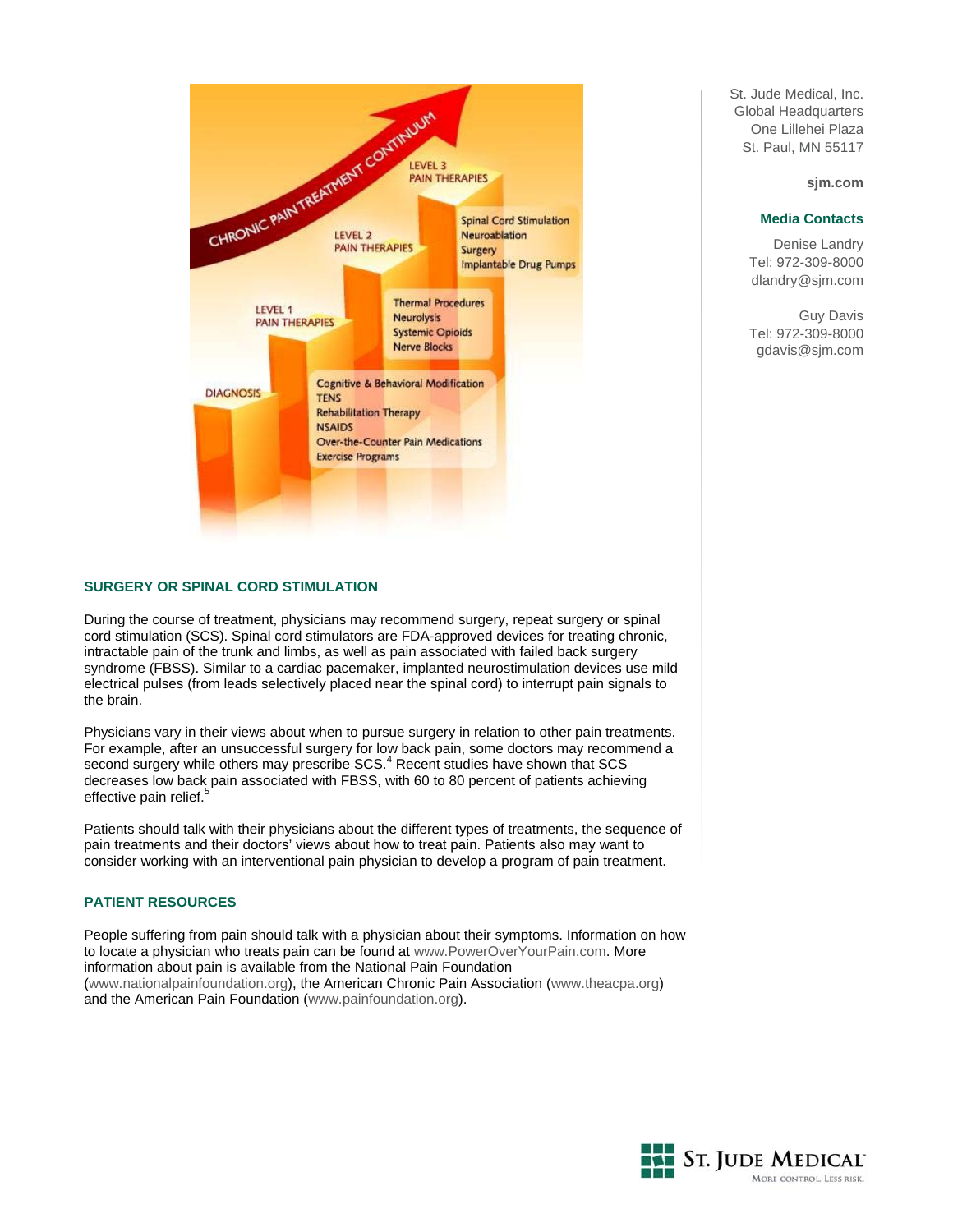CHRONIC PAIN TREATMENT CONTINUUM

DIAGNOSIS

LEVEL 1 PAIN THERAPIES

- Cognitive & Behavioral Modification
- TENS
- Rehabilitation Therapy
- NSAIDS
- Over-the-Counter Pain Medications
- Exercise Programs

LEVEL 2 PAIN THERAPIES

- Thermal Procedures
- Neurolysis
- Systemic Opioids
- Nerve Blocks

LEVEL 3 PAIN THERAPIES

- Spinal Cord Stimulation
- Neuroablation
- Surgery
- Implantable Drug Pumps

St. Jude Medical, Inc.
Global Headquarters
One Lillehei Plaza
St. Paul, MN 55117

**sjm.com**

**Media Contacts**

Denise Landry
Tel: 972-309-8000
dlandry@sjm.com

Guy Davis
Tel: 972-309-8000
gdavis@sjm.com

## SURGERY OR SPINAL CORD STIMULATION

During the course of treatment, physicians may recommend surgery, repeat surgery or spinal cord stimulation (SCS). Spinal cord stimulators are FDA-approved devices for treating chronic, intractable pain of the trunk and limbs, as well as pain associated with failed back surgery syndrome (FBSS). Similar to a cardiac pacemaker, implanted neurostimulation devices use mild electrical pulses (from leads selectively placed near the spinal cord) to interrupt pain signals to the brain.

Physicians vary in their views about when to pursue surgery in relation to other pain treatments. For example, after an unsuccessful surgery for low back pain, some doctors may recommend a second surgery while others may prescribe SCS.[4] Recent studies have shown that SCS decreases low back pain associated with FBSS, with 60 to 80 percent of patients achieving effective pain relief.[5]

Patients should talk with their physicians about the different types of treatments, the sequence of pain treatments and their doctors' views about how to treat pain. Patients also may want to consider working with an interventional pain physician to develop a program of pain treatment.

## PATIENT RESOURCES

People suffering from pain should talk with a physician about their symptoms. Information on how to locate a physician who treats pain can be found at www.PowerOverYourPain.com. More information about pain is available from the National Pain Foundation (www.nationalpainfoundation.org), the American Chronic Pain Association (www.theacpa.org) and the American Pain Foundation (www.painfoundation.org).

ST. JUDE MEDICAL
MORE CONTROL. LESS RISK.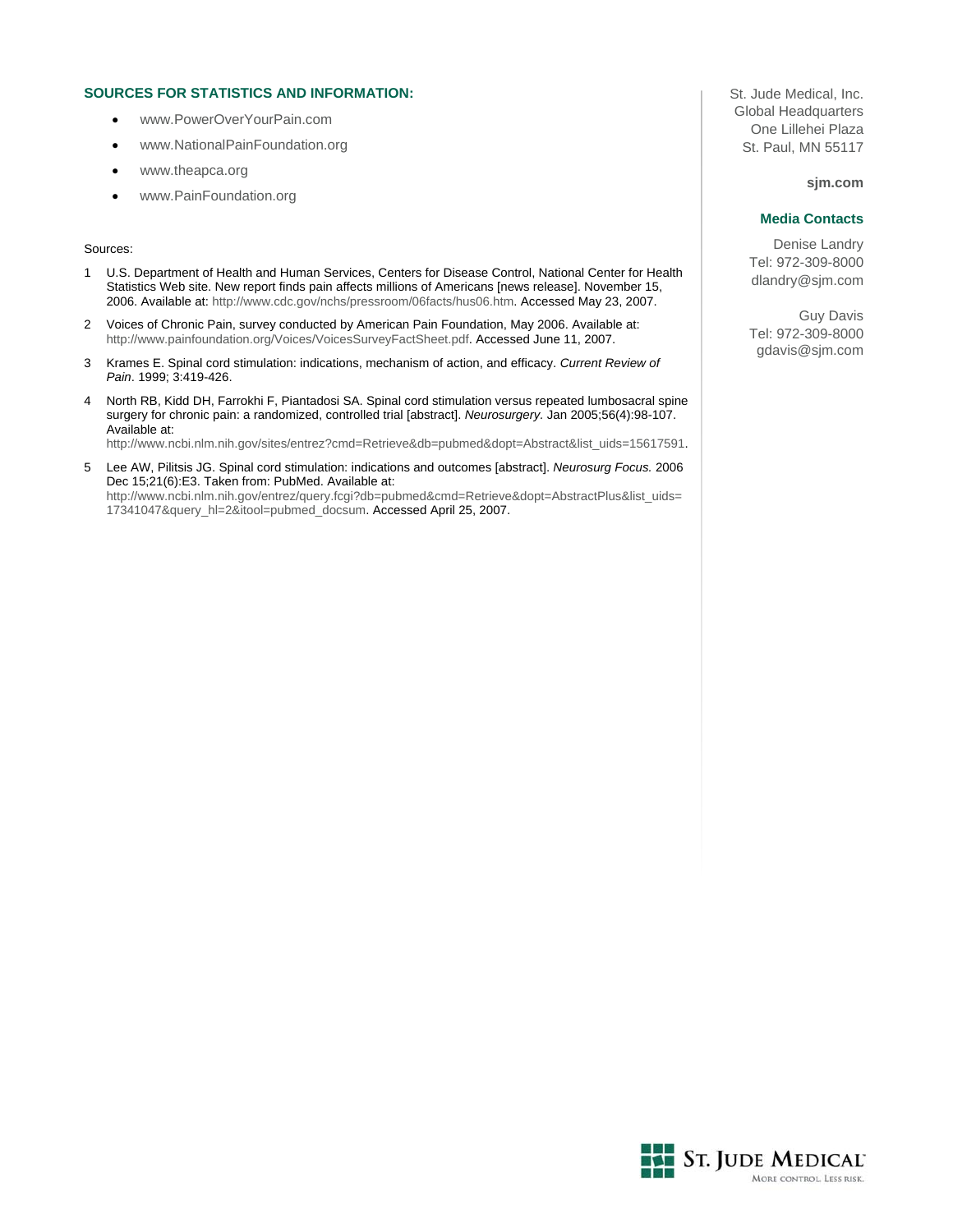**SOURCES FOR STATISTICS AND INFORMATION:**

- www.PowerOverYourPain.com
- www.NationalPainFoundation.org
- www.theapca.org
- www.PainFoundation.org

Sources:

1. U.S. Department of Health and Human Services, Centers for Disease Control, National Center for Health Statistics Web site. New report finds pain affects millions of Americans [news release]. November 15, 2006. Available at: http://www.cdc.gov/nchs/pressroom/06facts/hus06.htm. Accessed May 23, 2007.
2. Voices of Chronic Pain, survey conducted by American Pain Foundation, May 2006. Available at: http://www.painfoundation.org/Voices/VoicesSurveyFactSheet.pdf. Accessed June 11, 2007.
3. Krames E. Spinal cord stimulation: indications, mechanism of action, and efficacy. *Current Review of Pain*. 1999; 3:419-426.
4. North RB, Kidd DH, Farrokhi F, Piantadosi SA. Spinal cord stimulation versus repeated lumbosacral spine surgery for chronic pain: a randomized, controlled trial [abstract]. *Neurosurgery.* Jan 2005;56(4):98-107. Available at: http://www.ncbi.nlm.nih.gov/sites/entrez?cmd=Retrieve&db=pubmed&dopt=Abstract&list_uids=15617591.
5. Lee AW, Pilitsis JG. Spinal cord stimulation: indications and outcomes [abstract]. *Neurosurg Focus.* 2006 Dec 15;21(6):E3. Taken from: PubMed. Available at: http://www.ncbi.nlm.nih.gov/entrez/query.fcgi?db=pubmed&cmd=Retrieve&dopt=AbstractPlus&list_uids=17341047&query_hl=2&itool=pubmed_docsum. Accessed April 25, 2007.

St. Jude Medical, Inc.
Global Headquarters
One Lillehei Plaza
St. Paul, MN 55117

**sjm.com**

**Media Contacts**

Denise Landry
Tel: 972-309-8000
dlandry@sjm.com

Guy Davis
Tel: 972-309-8000
gdavis@sjm.com

ST. JUDE MEDICAL
MORE CONTROL. LESS RISK.